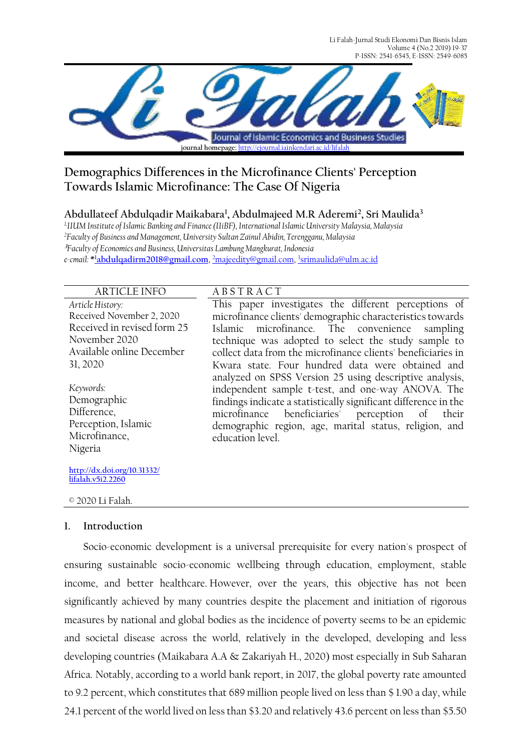journal homepage: http://ejournal.iainkendari.ac.id/lifalah

# Demographics Differences in the Microfinance Clients' Perception Towards Islamic Microfinance: The Case Of Nigeria

**Abdullateef Abdulqadir Maikabara[1], Abdulmajeed M.R Aderemi[2], Sri Maulida[3]**

*[1]IIUM Institute of Islamic Banking and Finance (IIiBF), International Islamic University Malaysia, Malaysia*
*[2]Faculty of Business and Management, University Sultan Zainul Abidin, Terengganu, Malaysia*
*[3]Faculty of Economics and Business, Universitas Lambung Mangkurat, Indonesia*
*e-cmail:* *[1]**abdulqadirm2018@gmail.com**, [2]majeedity@gmail.com, [3]srimaulida@ulm.ac.id

| ARTICLE INFO | ABSTRACT |
|---|---|
| *Article History:* Received November 2, 2020 Received in revised form 25 November 2020 Available online December 31, 2020 | This paper investigates the different perceptions of microfinance clients' demographic characteristics towards Islamic microfinance. The convenience sampling technique was adopted to select the study sample to collect data from the microfinance clients' beneficiaries in Kwara state. Four hundred data were obtained and analyzed on SPSS Version 25 using descriptive analysis, independent sample t-test, and one-way ANOVA. The findings indicate a statistically significant difference in the microfinance beneficiaries' perception of their demographic region, age, marital status, religion, and education level. |
| *Keywords:* Demographic Difference, Perception, Islamic Microfinance, Nigeria | |
| http://dx.doi.org/10.31332/lifalah.v5i2.2260 | |
| © 2020 Li Falah. | |

## 1. Introduction

Socio-economic development is a universal prerequisite for every nation's prospect of ensuring sustainable socio-economic wellbeing through education, employment, stable income, and better healthcare. However, over the years, this objective has not been significantly achieved by many countries despite the placement and initiation of rigorous measures by national and global bodies as the incidence of poverty seems to be an epidemic and societal disease across the world, relatively in the developed, developing and less developing countries (Maikabara A.A & Zakariyah H., 2020) most especially in Sub Saharan Africa. Notably, according to a world bank report, in 2017, the global poverty rate amounted to 9.2 percent, which constitutes that 689 million people lived on less than $ 1.90 a day, while 24.1 percent of the world lived on less than $3.20 and relatively 43.6 percent on less than $5.50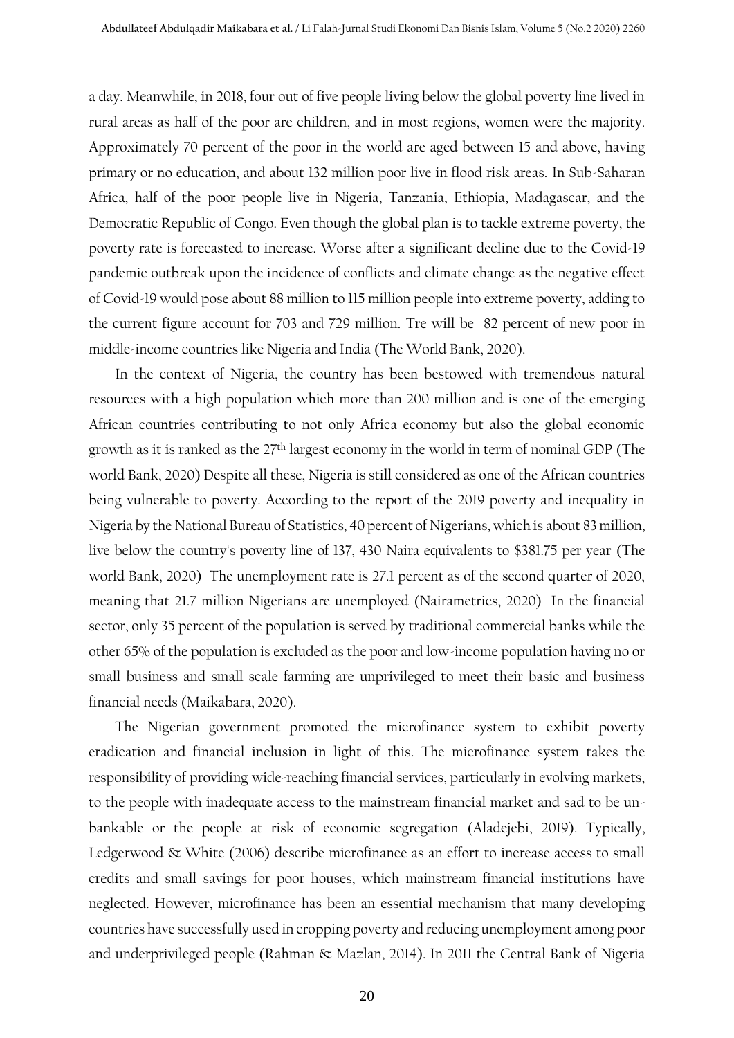a day. Meanwhile, in 2018, four out of five people living below the global poverty line lived in rural areas as half of the poor are children, and in most regions, women were the majority. Approximately 70 percent of the poor in the world are aged between 15 and above, having primary or no education, and about 132 million poor live in flood risk areas. In Sub-Saharan Africa, half of the poor people live in Nigeria, Tanzania, Ethiopia, Madagascar, and the Democratic Republic of Congo. Even though the global plan is to tackle extreme poverty, the poverty rate is forecasted to increase. Worse after a significant decline due to the Covid-19 pandemic outbreak upon the incidence of conflicts and climate change as the negative effect of Covid-19 would pose about 88 million to 115 million people into extreme poverty, adding to the current figure account for 703 and 729 million. Tre will be 82 percent of new poor in middle-income countries like Nigeria and India (The World Bank, 2020).

In the context of Nigeria, the country has been bestowed with tremendous natural resources with a high population which more than 200 million and is one of the emerging African countries contributing to not only Africa economy but also the global economic growth as it is ranked as the 27th largest economy in the world in term of nominal GDP (The world Bank, 2020) Despite all these, Nigeria is still considered as one of the African countries being vulnerable to poverty. According to the report of the 2019 poverty and inequality in Nigeria by the National Bureau of Statistics, 40 percent of Nigerians, which is about 83 million, live below the country's poverty line of 137, 430 Naira equivalents to $381.75 per year (The world Bank, 2020) The unemployment rate is 27.1 percent as of the second quarter of 2020, meaning that 21.7 million Nigerians are unemployed (Nairametrics, 2020) In the financial sector, only 35 percent of the population is served by traditional commercial banks while the other 65% of the population is excluded as the poor and low-income population having no or small business and small scale farming are unprivileged to meet their basic and business financial needs (Maikabara, 2020).

The Nigerian government promoted the microfinance system to exhibit poverty eradication and financial inclusion in light of this. The microfinance system takes the responsibility of providing wide-reaching financial services, particularly in evolving markets, to the people with inadequate access to the mainstream financial market and sad to be un-bankable or the people at risk of economic segregation (Aladejebi, 2019). Typically, Ledgerwood & White (2006) describe microfinance as an effort to increase access to small credits and small savings for poor houses, which mainstream financial institutions have neglected. However, microfinance has been an essential mechanism that many developing countries have successfully used in cropping poverty and reducing unemployment among poor and underprivileged people (Rahman & Mazlan, 2014). In 2011 the Central Bank of Nigeria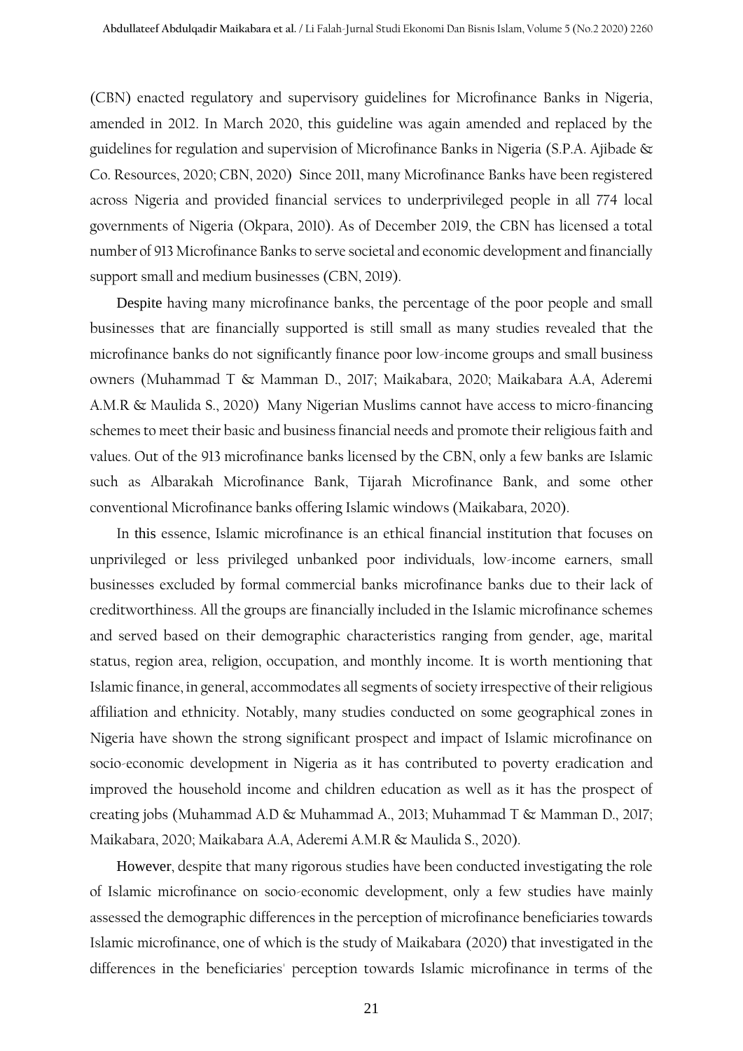(CBN) enacted regulatory and supervisory guidelines for Microfinance Banks in Nigeria, amended in 2012. In March 2020, this guideline was again amended and replaced by the guidelines for regulation and supervision of Microfinance Banks in Nigeria (S.P.A. Ajibade & Co. Resources, 2020; CBN, 2020) Since 2011, many Microfinance Banks have been registered across Nigeria and provided financial services to underprivileged people in all 774 local governments of Nigeria (Okpara, 2010). As of December 2019, the CBN has licensed a total number of 913 Microfinance Banks to serve societal and economic development and financially support small and medium businesses (CBN, 2019).

Despite having many microfinance banks, the percentage of the poor people and small businesses that are financially supported is still small as many studies revealed that the microfinance banks do not significantly finance poor low-income groups and small business owners (Muhammad T & Mamman D., 2017; Maikabara, 2020; Maikabara A.A, Aderemi A.M.R & Maulida S., 2020) Many Nigerian Muslims cannot have access to micro-financing schemes to meet their basic and business financial needs and promote their religious faith and values. Out of the 913 microfinance banks licensed by the CBN, only a few banks are Islamic such as Albarakah Microfinance Bank, Tijarah Microfinance Bank, and some other conventional Microfinance banks offering Islamic windows (Maikabara, 2020).

In this essence, Islamic microfinance is an ethical financial institution that focuses on unprivileged or less privileged unbanked poor individuals, low-income earners, small businesses excluded by formal commercial banks microfinance banks due to their lack of creditworthiness. All the groups are financially included in the Islamic microfinance schemes and served based on their demographic characteristics ranging from gender, age, marital status, region area, religion, occupation, and monthly income. It is worth mentioning that Islamic finance, in general, accommodates all segments of society irrespective of their religious affiliation and ethnicity. Notably, many studies conducted on some geographical zones in Nigeria have shown the strong significant prospect and impact of Islamic microfinance on socio-economic development in Nigeria as it has contributed to poverty eradication and improved the household income and children education as well as it has the prospect of creating jobs (Muhammad A.D & Muhammad A., 2013; Muhammad T & Mamman D., 2017; Maikabara, 2020; Maikabara A.A, Aderemi A.M.R & Maulida S., 2020).

However, despite that many rigorous studies have been conducted investigating the role of Islamic microfinance on socio-economic development, only a few studies have mainly assessed the demographic differences in the perception of microfinance beneficiaries towards Islamic microfinance, one of which is the study of Maikabara (2020) that investigated in the differences in the beneficiaries' perception towards Islamic microfinance in terms of the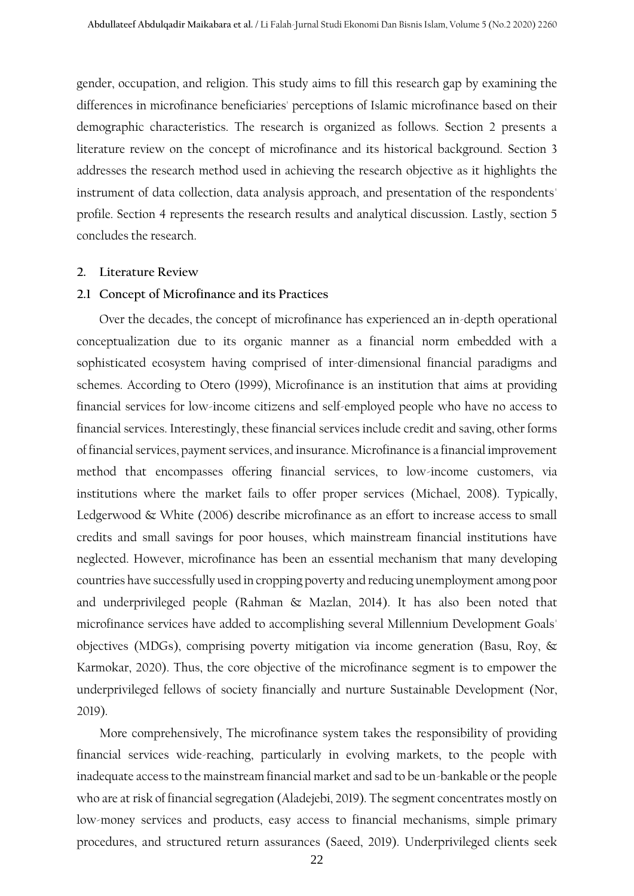gender, occupation, and religion. This study aims to fill this research gap by examining the differences in microfinance beneficiaries' perceptions of Islamic microfinance based on their demographic characteristics. The research is organized as follows. Section 2 presents a literature review on the concept of microfinance and its historical background. Section 3 addresses the research method used in achieving the research objective as it highlights the instrument of data collection, data analysis approach, and presentation of the respondents' profile. Section 4 represents the research results and analytical discussion. Lastly, section 5 concludes the research.

## 2. Literature Review

### 2.1 Concept of Microfinance and its Practices

Over the decades, the concept of microfinance has experienced an in-depth operational conceptualization due to its organic manner as a financial norm embedded with a sophisticated ecosystem having comprised of inter-dimensional financial paradigms and schemes. According to Otero (1999), Microfinance is an institution that aims at providing financial services for low-income citizens and self-employed people who have no access to financial services. Interestingly, these financial services include credit and saving, other forms of financial services, payment services, and insurance. Microfinance is a financial improvement method that encompasses offering financial services, to low-income customers, via institutions where the market fails to offer proper services (Michael, 2008). Typically, Ledgerwood & White (2006) describe microfinance as an effort to increase access to small credits and small savings for poor houses, which mainstream financial institutions have neglected. However, microfinance has been an essential mechanism that many developing countries have successfully used in cropping poverty and reducing unemployment among poor and underprivileged people (Rahman & Mazlan, 2014). It has also been noted that microfinance services have added to accomplishing several Millennium Development Goals' objectives (MDGs), comprising poverty mitigation via income generation (Basu, Roy, & Karmokar, 2020). Thus, the core objective of the microfinance segment is to empower the underprivileged fellows of society financially and nurture Sustainable Development (Nor, 2019).

More comprehensively, The microfinance system takes the responsibility of providing financial services wide-reaching, particularly in evolving markets, to the people with inadequate access to the mainstream financial market and sad to be un-bankable or the people who are at risk of financial segregation (Aladejebi, 2019). The segment concentrates mostly on low-money services and products, easy access to financial mechanisms, simple primary procedures, and structured return assurances (Saeed, 2019). Underprivileged clients seek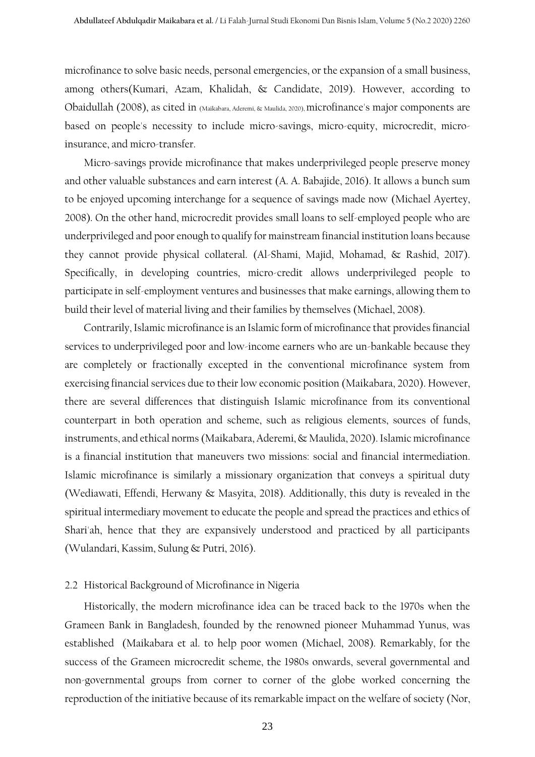microfinance to solve basic needs, personal emergencies, or the expansion of a small business, among others(Kumari, Azam, Khalidah, & Candidate, 2019). However, according to Obaidullah (2008), as cited in (Maikabara, Aderemi, & Maulida, 2020), microfinance's major components are based on people's necessity to include micro-savings, micro-equity, microcredit, micro-insurance, and micro-transfer.

Micro-savings provide microfinance that makes underprivileged people preserve money and other valuable substances and earn interest (A. A. Babajide, 2016). It allows a bunch sum to be enjoyed upcoming interchange for a sequence of savings made now (Michael Ayertey, 2008). On the other hand, microcredit provides small loans to self-employed people who are underprivileged and poor enough to qualify for mainstream financial institution loans because they cannot provide physical collateral. (Al-Shami, Majid, Mohamad, & Rashid, 2017). Specifically, in developing countries, micro-credit allows underprivileged people to participate in self-employment ventures and businesses that make earnings, allowing them to build their level of material living and their families by themselves (Michael, 2008).

Contrarily, Islamic microfinance is an Islamic form of microfinance that provides financial services to underprivileged poor and low-income earners who are un-bankable because they are completely or fractionally excepted in the conventional microfinance system from exercising financial services due to their low economic position (Maikabara, 2020). However, there are several differences that distinguish Islamic microfinance from its conventional counterpart in both operation and scheme, such as religious elements, sources of funds, instruments, and ethical norms (Maikabara, Aderemi, & Maulida, 2020). Islamic microfinance is a financial institution that maneuvers two missions: social and financial intermediation. Islamic microfinance is similarly a missionary organization that conveys a spiritual duty (Wediawati, Effendi, Herwany & Masyita, 2018). Additionally, this duty is revealed in the spiritual intermediary movement to educate the people and spread the practices and ethics of Shari'ah, hence that they are expansively understood and practiced by all participants (Wulandari, Kassim, Sulung & Putri, 2016).

## 2.2 Historical Background of Microfinance in Nigeria

Historically, the modern microfinance idea can be traced back to the 1970s when the Grameen Bank in Bangladesh, founded by the renowned pioneer Muhammad Yunus, was established (Maikabara et al. to help poor women (Michael, 2008). Remarkably, for the success of the Grameen microcredit scheme, the 1980s onwards, several governmental and non-governmental groups from corner to corner of the globe worked concerning the reproduction of the initiative because of its remarkable impact on the welfare of society (Nor,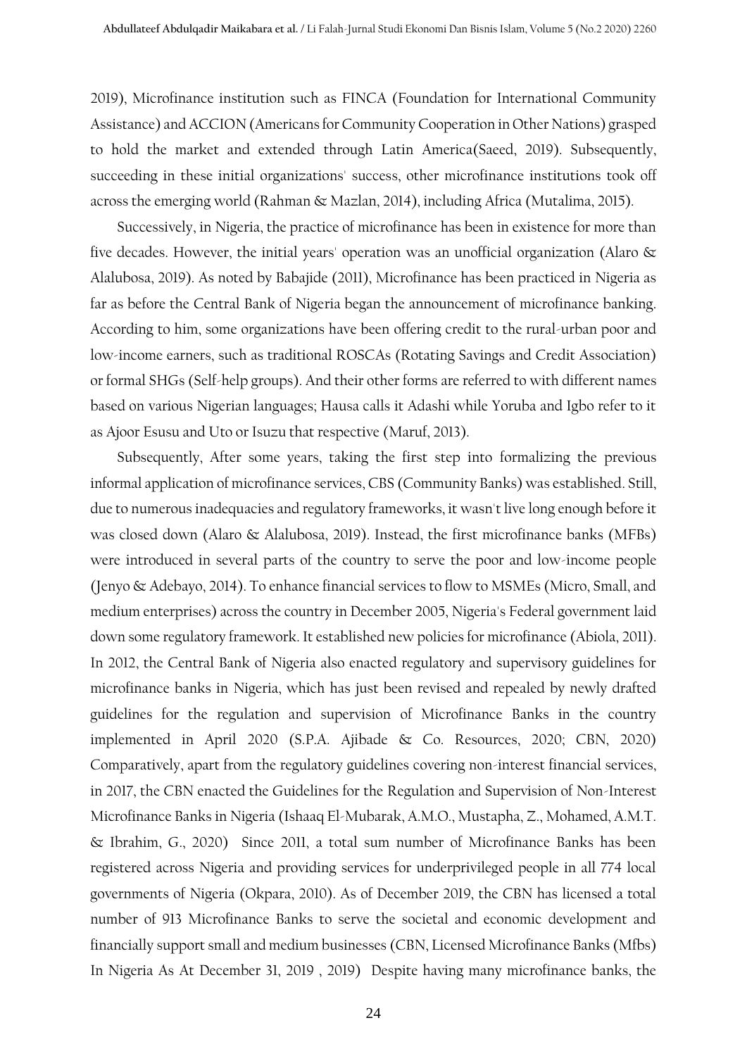2019), Microfinance institution such as FINCA (Foundation for International Community Assistance) and ACCION (Americans for Community Cooperation in Other Nations) grasped to hold the market and extended through Latin America(Saeed, 2019). Subsequently, succeeding in these initial organizations' success, other microfinance institutions took off across the emerging world (Rahman & Mazlan, 2014), including Africa (Mutalima, 2015).

Successively, in Nigeria, the practice of microfinance has been in existence for more than five decades. However, the initial years' operation was an unofficial organization (Alaro & Alalubosa, 2019). As noted by Babajide (2011), Microfinance has been practiced in Nigeria as far as before the Central Bank of Nigeria began the announcement of microfinance banking. According to him, some organizations have been offering credit to the rural-urban poor and low-income earners, such as traditional ROSCAs (Rotating Savings and Credit Association) or formal SHGs (Self-help groups). And their other forms are referred to with different names based on various Nigerian languages; Hausa calls it Adashi while Yoruba and Igbo refer to it as Ajoor Esusu and Uto or Isuzu that respective (Maruf, 2013).

Subsequently, After some years, taking the first step into formalizing the previous informal application of microfinance services, CBS (Community Banks) was established. Still, due to numerous inadequacies and regulatory frameworks, it wasn't live long enough before it was closed down (Alaro & Alalubosa, 2019). Instead, the first microfinance banks (MFBs) were introduced in several parts of the country to serve the poor and low-income people (Jenyo & Adebayo, 2014). To enhance financial services to flow to MSMEs (Micro, Small, and medium enterprises) across the country in December 2005, Nigeria's Federal government laid down some regulatory framework. It established new policies for microfinance (Abiola, 2011). In 2012, the Central Bank of Nigeria also enacted regulatory and supervisory guidelines for microfinance banks in Nigeria, which has just been revised and repealed by newly drafted guidelines for the regulation and supervision of Microfinance Banks in the country implemented in April 2020 (S.P.A. Ajibade & Co. Resources, 2020; CBN, 2020) Comparatively, apart from the regulatory guidelines covering non-interest financial services, in 2017, the CBN enacted the Guidelines for the Regulation and Supervision of Non-Interest Microfinance Banks in Nigeria (Ishaaq El-Mubarak, A.M.O., Mustapha, Z., Mohamed, A.M.T. & Ibrahim, G., 2020) Since 2011, a total sum number of Microfinance Banks has been registered across Nigeria and providing services for underprivileged people in all 774 local governments of Nigeria (Okpara, 2010). As of December 2019, the CBN has licensed a total number of 913 Microfinance Banks to serve the societal and economic development and financially support small and medium businesses (CBN, Licensed Microfinance Banks (Mfbs) In Nigeria As At December 31, 2019 , 2019) Despite having many microfinance banks, the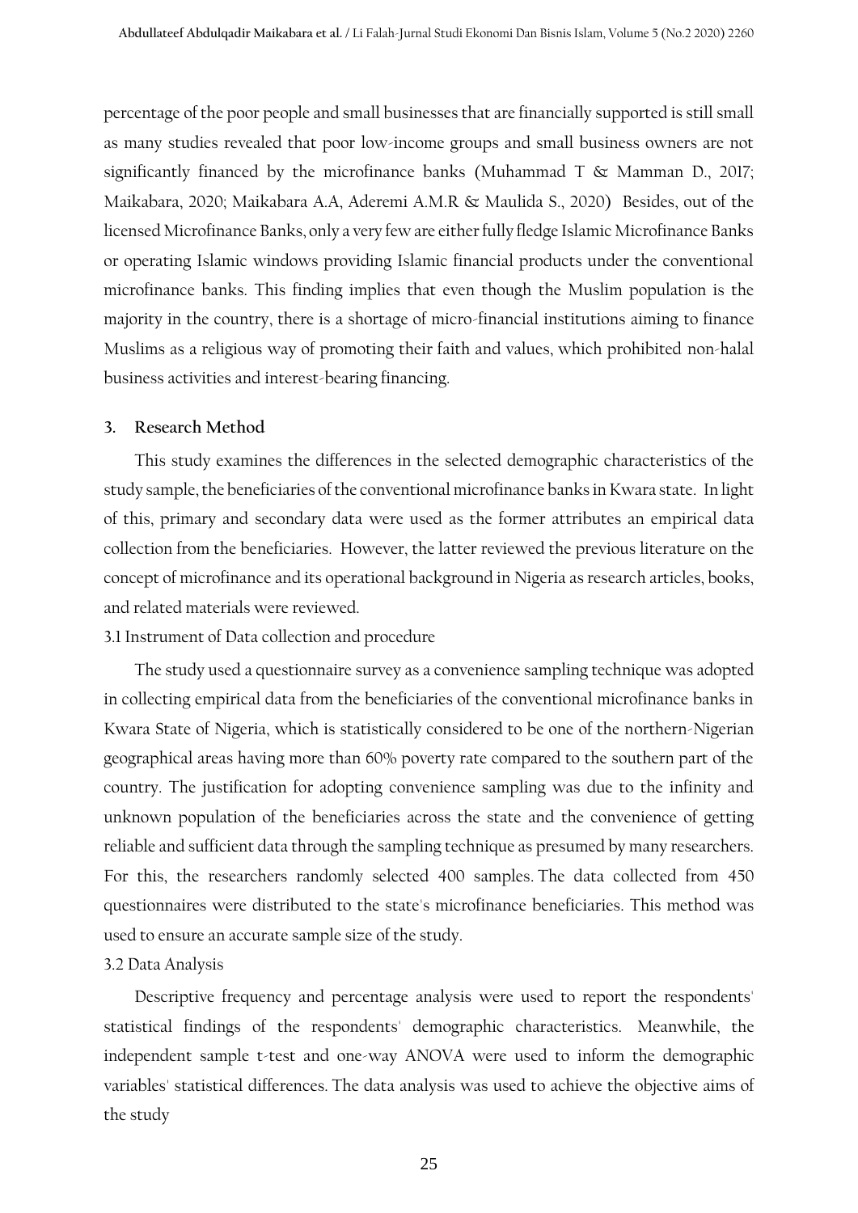percentage of the poor people and small businesses that are financially supported is still small as many studies revealed that poor low-income groups and small business owners are not significantly financed by the microfinance banks (Muhammad T & Mamman D., 2017; Maikabara, 2020; Maikabara A.A, Aderemi A.M.R & Maulida S., 2020) Besides, out of the licensed Microfinance Banks, only a very few are either fully fledge Islamic Microfinance Banks or operating Islamic windows providing Islamic financial products under the conventional microfinance banks. This finding implies that even though the Muslim population is the majority in the country, there is a shortage of micro-financial institutions aiming to finance Muslims as a religious way of promoting their faith and values, which prohibited non-halal business activities and interest-bearing financing.

## 3. Research Method

This study examines the differences in the selected demographic characteristics of the study sample, the beneficiaries of the conventional microfinance banks in Kwara state. In light of this, primary and secondary data were used as the former attributes an empirical data collection from the beneficiaries. However, the latter reviewed the previous literature on the concept of microfinance and its operational background in Nigeria as research articles, books, and related materials were reviewed.

### 3.1 Instrument of Data collection and procedure

The study used a questionnaire survey as a convenience sampling technique was adopted in collecting empirical data from the beneficiaries of the conventional microfinance banks in Kwara State of Nigeria, which is statistically considered to be one of the northern-Nigerian geographical areas having more than 60% poverty rate compared to the southern part of the country. The justification for adopting convenience sampling was due to the infinity and unknown population of the beneficiaries across the state and the convenience of getting reliable and sufficient data through the sampling technique as presumed by many researchers. For this, the researchers randomly selected 400 samples. The data collected from 450 questionnaires were distributed to the state's microfinance beneficiaries. This method was used to ensure an accurate sample size of the study.

### 3.2 Data Analysis

Descriptive frequency and percentage analysis were used to report the respondents' statistical findings of the respondents' demographic characteristics. Meanwhile, the independent sample t-test and one-way ANOVA were used to inform the demographic variables' statistical differences. The data analysis was used to achieve the objective aims of the study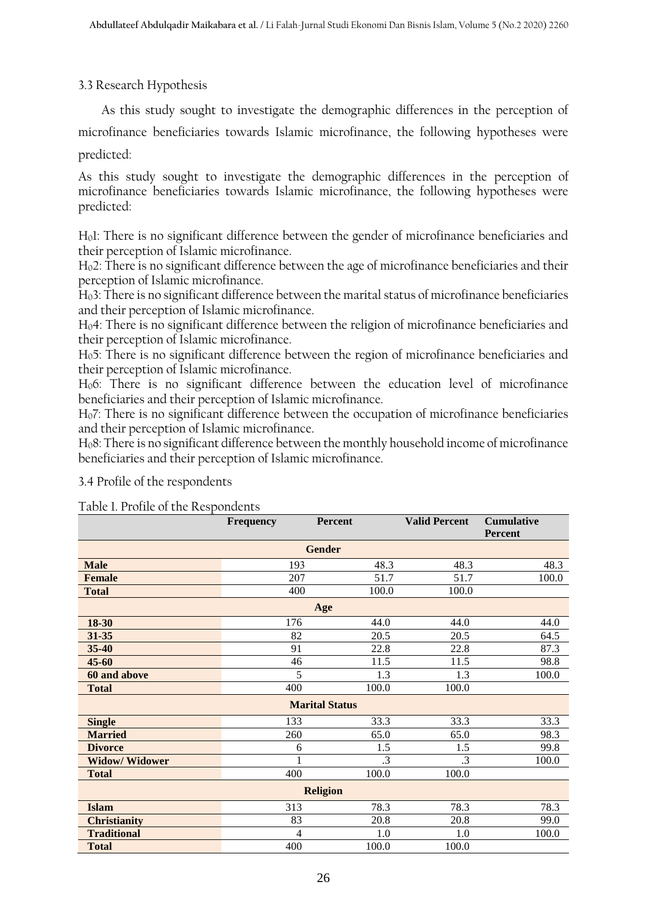### 3.3 Research Hypothesis

As this study sought to investigate the demographic differences in the perception of microfinance beneficiaries towards Islamic microfinance, the following hypotheses were predicted:

As this study sought to investigate the demographic differences in the perception of microfinance beneficiaries towards Islamic microfinance, the following hypotheses were predicted:

$H_0$1: There is no significant difference between the gender of microfinance beneficiaries and their perception of Islamic microfinance.
$H_0$2: There is no significant difference between the age of microfinance beneficiaries and their perception of Islamic microfinance.
$H_0$3: There is no significant difference between the marital status of microfinance beneficiaries and their perception of Islamic microfinance.
$H_0$4: There is no significant difference between the religion of microfinance beneficiaries and their perception of Islamic microfinance.
$H_0$5: There is no significant difference between the region of microfinance beneficiaries and their perception of Islamic microfinance.
$H_0$6: There is no significant difference between the education level of microfinance beneficiaries and their perception of Islamic microfinance.
$H_0$7: There is no significant difference between the occupation of microfinance beneficiaries and their perception of Islamic microfinance.
$H_0$8: There is no significant difference between the monthly household income of microfinance beneficiaries and their perception of Islamic microfinance.

### 3.4 Profile of the respondents

Table 1. Profile of the Respondents

| | Frequency | Percent | Valid Percent | Cumulative Percent |
|---|---|---|---|---|
| **Gender** | | | | |
| **Male** | 193 | 48.3 | 48.3 | 48.3 |
| **Female** | 207 | 51.7 | 51.7 | 100.0 |
| **Total** | 400 | 100.0 | 100.0 | |
| **Age** | | | | |
| **18-30** | 176 | 44.0 | 44.0 | 44.0 |
| **31-35** | 82 | 20.5 | 20.5 | 64.5 |
| **35-40** | 91 | 22.8 | 22.8 | 87.3 |
| **45-60** | 46 | 11.5 | 11.5 | 98.8 |
| **60 and above** | 5 | 1.3 | 1.3 | 100.0 |
| **Total** | 400 | 100.0 | 100.0 | |
| **Marital Status** | | | | |
| **Single** | 133 | 33.3 | 33.3 | 33.3 |
| **Married** | 260 | 65.0 | 65.0 | 98.3 |
| **Divorce** | 6 | 1.5 | 1.5 | 99.8 |
| **Widow/ Widower** | 1 | .3 | .3 | 100.0 |
| **Total** | 400 | 100.0 | 100.0 | |
| **Religion** | | | | |
| **Islam** | 313 | 78.3 | 78.3 | 78.3 |
| **Christianity** | 83 | 20.8 | 20.8 | 99.0 |
| **Traditional** | 4 | 1.0 | 1.0 | 100.0 |
| **Total** | 400 | 100.0 | 100.0 | |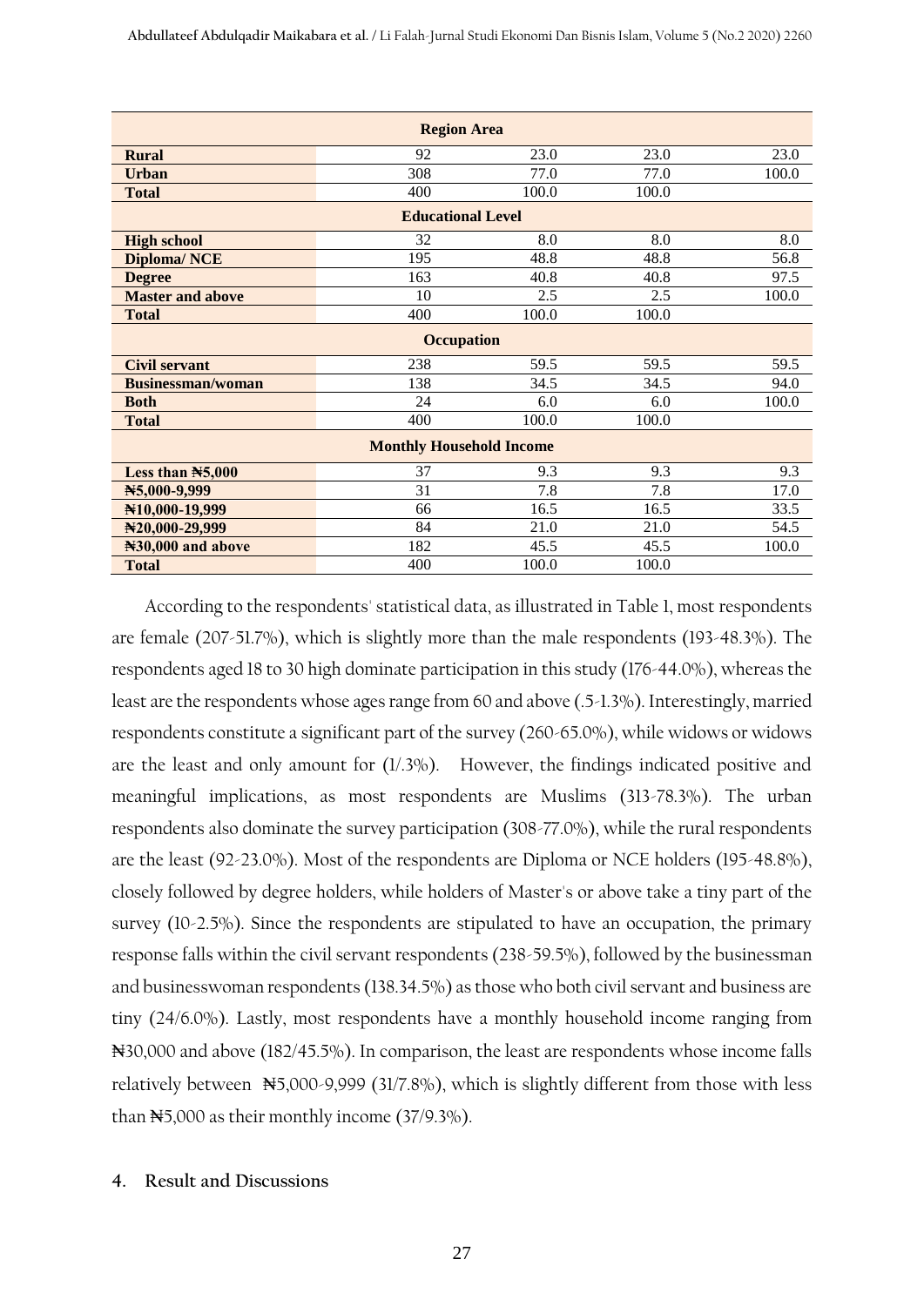| Region Area | | | | |
|---|---|---|---|---|
| **Rural** | 92 | 23.0 | 23.0 | 23.0 |
| **Urban** | 308 | 77.0 | 77.0 | 100.0 |
| **Total** | 400 | 100.0 | 100.0 | |
| **Educational Level** | | | | |
| **High school** | 32 | 8.0 | 8.0 | 8.0 |
| **Diploma/ NCE** | 195 | 48.8 | 48.8 | 56.8 |
| **Degree** | 163 | 40.8 | 40.8 | 97.5 |
| **Master and above** | 10 | 2.5 | 2.5 | 100.0 |
| **Total** | 400 | 100.0 | 100.0 | |
| **Occupation** | | | | |
| **Civil servant** | 238 | 59.5 | 59.5 | 59.5 |
| **Businessman/woman** | 138 | 34.5 | 34.5 | 94.0 |
| **Both** | 24 | 6.0 | 6.0 | 100.0 |
| **Total** | 400 | 100.0 | 100.0 | |
| **Monthly Household Income** | | | | |
| **Less than ₦5,000** | 37 | 9.3 | 9.3 | 9.3 |
| **₦5,000-9,999** | 31 | 7.8 | 7.8 | 17.0 |
| **₦10,000-19,999** | 66 | 16.5 | 16.5 | 33.5 |
| **₦20,000-29,999** | 84 | 21.0 | 21.0 | 54.5 |
| **₦30,000 and above** | 182 | 45.5 | 45.5 | 100.0 |
| **Total** | 400 | 100.0 | 100.0 | |

According to the respondents' statistical data, as illustrated in Table 1, most respondents are female (207-51.7%), which is slightly more than the male respondents (193-48.3%). The respondents aged 18 to 30 high dominate participation in this study (176-44.0%), whereas the least are the respondents whose ages range from 60 and above (.5-1.3%). Interestingly, married respondents constitute a significant part of the survey (260-65.0%), while widows or widows are the least and only amount for (1/.3%). However, the findings indicated positive and meaningful implications, as most respondents are Muslims (313-78.3%). The urban respondents also dominate the survey participation (308-77.0%), while the rural respondents are the least (92-23.0%). Most of the respondents are Diploma or NCE holders (195-48.8%), closely followed by degree holders, while holders of Master's or above take a tiny part of the survey (10-2.5%). Since the respondents are stipulated to have an occupation, the primary response falls within the civil servant respondents (238-59.5%), followed by the businessman and businesswoman respondents (138.34.5%) as those who both civil servant and business are tiny (24/6.0%). Lastly, most respondents have a monthly household income ranging from ₦30,000 and above (182/45.5%). In comparison, the least are respondents whose income falls relatively between ₦5,000-9,999 (31/7.8%), which is slightly different from those with less than ₦5,000 as their monthly income (37/9.3%).

## 4. Result and Discussions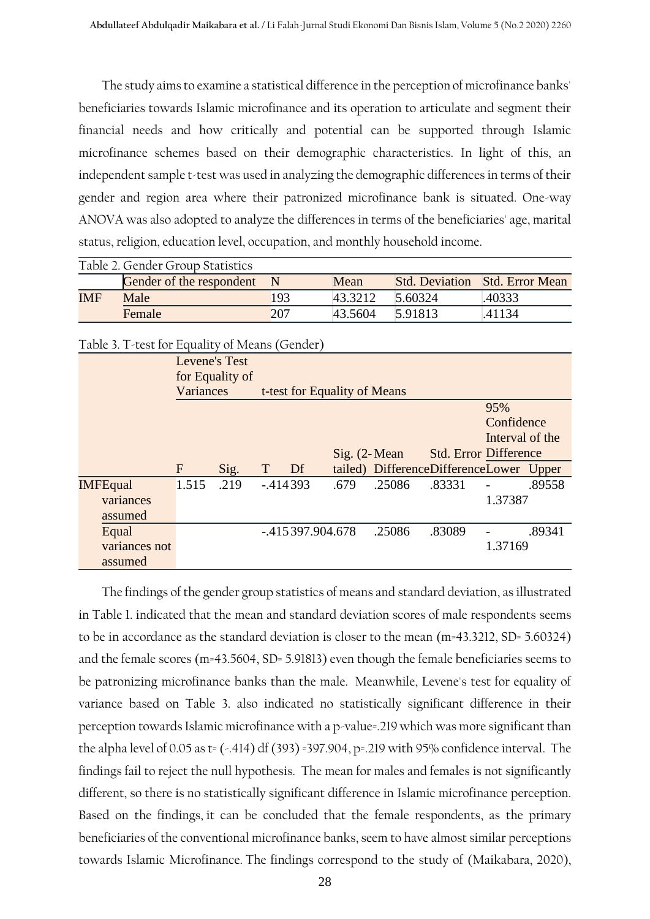The study aims to examine a statistical difference in the perception of microfinance banks' beneficiaries towards Islamic microfinance and its operation to articulate and segment their financial needs and how critically and potential can be supported through Islamic microfinance schemes based on their demographic characteristics. In light of this, an independent sample t-test was used in analyzing the demographic differences in terms of their gender and region area where their patronized microfinance bank is situated. One-way ANOVA was also adopted to analyze the differences in terms of the beneficiaries' age, marital status, religion, education level, occupation, and monthly household income.

Table 2. Gender Group Statistics

| | Gender of the respondent | N | Mean | Std. Deviation | Std. Error Mean |
|---|---|---|---|---|---|
| IMF | Male | 193 | 43.3212 | 5.60324 | .40333 |
| | Female | 207 | 43.5604 | 5.91813 | .41134 |

Table 3. T-test for Equality of Means (Gender)

| | Levene's Test for Equality of Variances | | t-test for Equality of Means | | | | | | |
|---|---|---|---|---|---|---|---|---|---|
| | | | | | | | | 95% Confidence Interval of the Difference | |
| | F | Sig. | T | Df | Sig. (2-tailed) | Mean Difference | Std. Error Difference | Lower | Upper |
| IMF Equal variances assumed | 1.515 | .219 | -.414 | 393 | .679 | .25086 | .83331 | -1.37387 | .89558 |
| Equal variances not assumed | | | -.415 | 397.904 | .678 | .25086 | .83089 | -1.37169 | .89341 |

The findings of the gender group statistics of means and standard deviation, as illustrated in Table 1. indicated that the mean and standard deviation scores of male respondents seems to be in accordance as the standard deviation is closer to the mean (m=43.3212, SD= 5.60324) and the female scores (m=43.5604, SD= 5.91813) even though the female beneficiaries seems to be patronizing microfinance banks than the male. Meanwhile, Levene's test for equality of variance based on Table 3. also indicated no statistically significant difference in their perception towards Islamic microfinance with a p-value=.219 which was more significant than the alpha level of 0.05 as t= (-.414) df (393) =397.904, p=.219 with 95% confidence interval. The findings fail to reject the null hypothesis. The mean for males and females is not significantly different, so there is no statistically significant difference in Islamic microfinance perception. Based on the findings, it can be concluded that the female respondents, as the primary beneficiaries of the conventional microfinance banks, seem to have almost similar perceptions towards Islamic Microfinance. The findings correspond to the study of (Maikabara, 2020),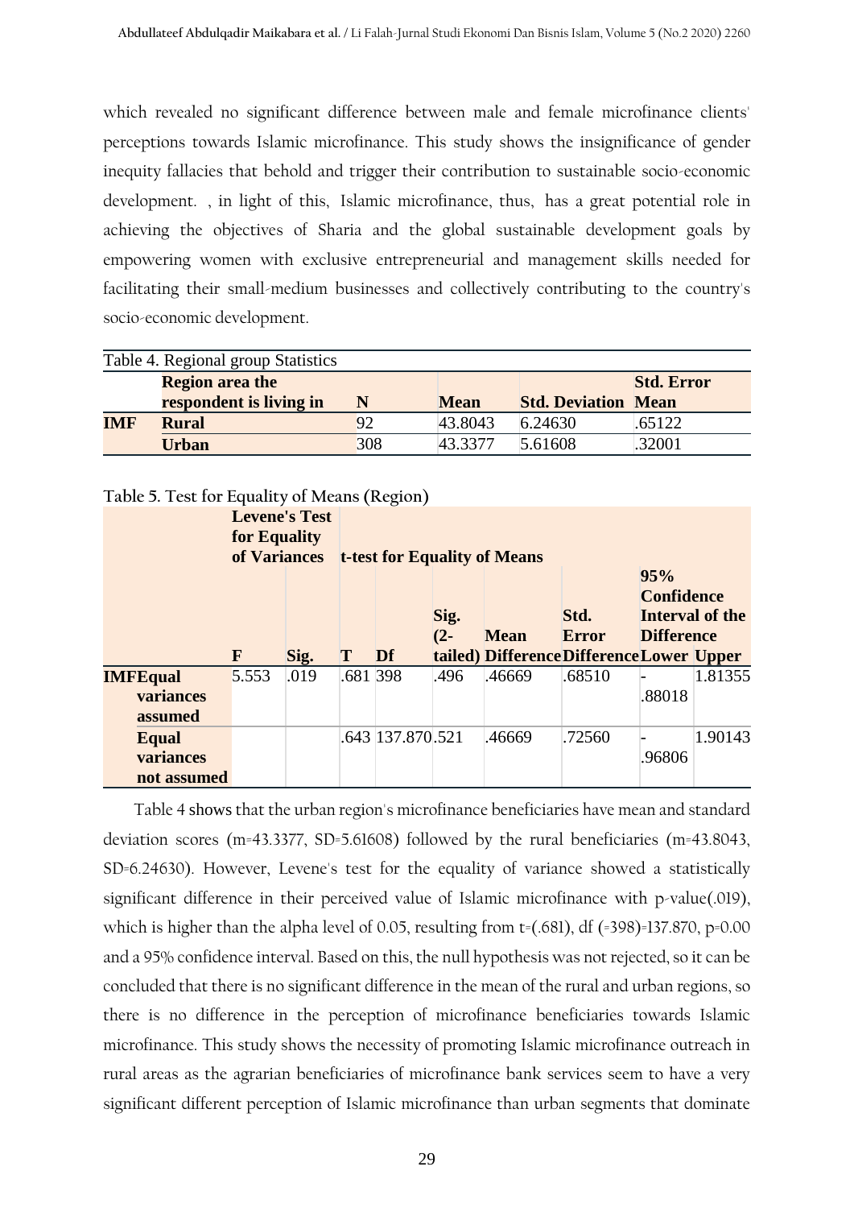which revealed no significant difference between male and female microfinance clients' perceptions towards Islamic microfinance. This study shows the insignificance of gender inequity fallacies that behold and trigger their contribution to sustainable socio-economic development. , in light of this, Islamic microfinance, thus, has a great potential role in achieving the objectives of Sharia and the global sustainable development goals by empowering women with exclusive entrepreneurial and management skills needed for facilitating their small-medium businesses and collectively contributing to the country's socio-economic development.

Table 4. Regional group Statistics

| | Region area the respondent is living in | N | Mean | Std. Deviation | Std. Error Mean |
|---|---|---|---|---|---|
| **IMF** | **Rural** | 92 | 43.8043 | 6.24630 | .65122 |
| | **Urban** | 308 | 43.3377 | 5.61608 | .32001 |

Table 5. Test for Equality of Means (Region)

| | | Levene's Test for Equality of Variances | | t-test for Equality of Means | | | | | | |
|---|---|---|---|---|---|---|---|---|---|---|
| | | F | Sig. | T | Df | Sig. (2-tailed) | Mean Difference | Std. Error Difference | 95% Confidence Interval of the Difference Lower | Upper |
| **IMF** | **Equal variances assumed** | 5.553 | .019 | .681 | 398 | .496 | .46669 | .68510 | -.88018 | 1.81355 |
| | **Equal variances not assumed** | | | .643 | 137.870 | .521 | .46669 | .72560 | -.96806 | 1.90143 |

Table 4 shows that the urban region's microfinance beneficiaries have mean and standard deviation scores (m=43.3377, SD=5.61608) followed by the rural beneficiaries (m=43.8043, SD=6.24630). However, Levene's test for the equality of variance showed a statistically significant difference in their perceived value of Islamic microfinance with p-value(.019), which is higher than the alpha level of 0.05, resulting from t=(.681), df (=398)=137.870, p=0.00 and a 95% confidence interval. Based on this, the null hypothesis was not rejected, so it can be concluded that there is no significant difference in the mean of the rural and urban regions, so there is no difference in the perception of microfinance beneficiaries towards Islamic microfinance. This study shows the necessity of promoting Islamic microfinance outreach in rural areas as the agrarian beneficiaries of microfinance bank services seem to have a very significant different perception of Islamic microfinance than urban segments that dominate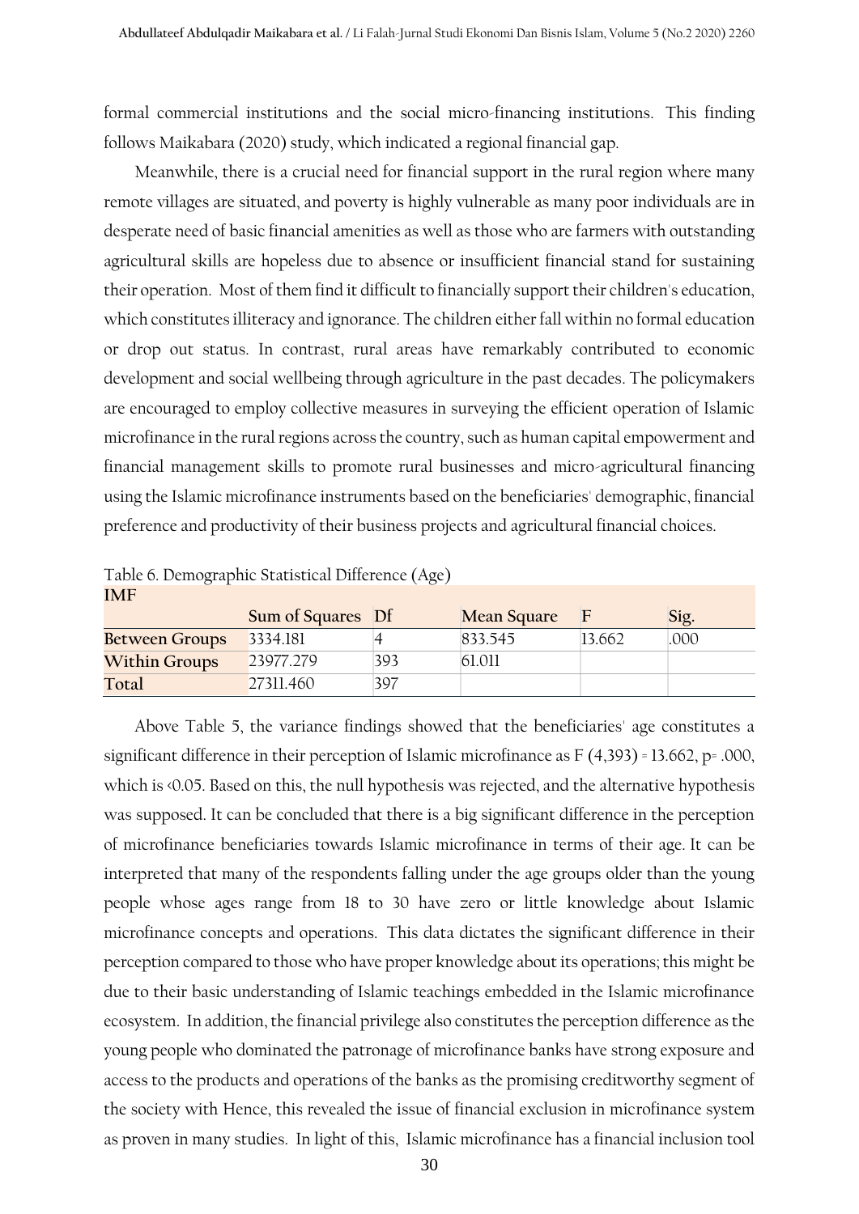formal commercial institutions and the social micro-financing institutions. This finding follows Maikabara (2020) study, which indicated a regional financial gap.

Meanwhile, there is a crucial need for financial support in the rural region where many remote villages are situated, and poverty is highly vulnerable as many poor individuals are in desperate need of basic financial amenities as well as those who are farmers with outstanding agricultural skills are hopeless due to absence or insufficient financial stand for sustaining their operation. Most of them find it difficult to financially support their children's education, which constitutes illiteracy and ignorance. The children either fall within no formal education or drop out status. In contrast, rural areas have remarkably contributed to economic development and social wellbeing through agriculture in the past decades. The policymakers are encouraged to employ collective measures in surveying the efficient operation of Islamic microfinance in the rural regions across the country, such as human capital empowerment and financial management skills to promote rural businesses and micro-agricultural financing using the Islamic microfinance instruments based on the beneficiaries' demographic, financial preference and productivity of their business projects and agricultural financial choices.

Table 6. Demographic Statistical Difference (Age)

**IMF**

| | Sum of Squares | Df | Mean Square | F | Sig. |
|---|---|---|---|---|---|
| **Between Groups** | 3334.181 | 4 | 833.545 | 13.662 | .000 |
| **Within Groups** | 23977.279 | 393 | 61.011 | | |
| **Total** | 27311.460 | 397 | | | |

Above Table 5, the variance findings showed that the beneficiaries' age constitutes a significant difference in their perception of Islamic microfinance as $F(4,393) = 13.662$, $p= .000$, which is $<0.05$. Based on this, the null hypothesis was rejected, and the alternative hypothesis was supposed. It can be concluded that there is a big significant difference in the perception of microfinance beneficiaries towards Islamic microfinance in terms of their age. It can be interpreted that many of the respondents falling under the age groups older than the young people whose ages range from 18 to 30 have zero or little knowledge about Islamic microfinance concepts and operations. This data dictates the significant difference in their perception compared to those who have proper knowledge about its operations; this might be due to their basic understanding of Islamic teachings embedded in the Islamic microfinance ecosystem. In addition, the financial privilege also constitutes the perception difference as the young people who dominated the patronage of microfinance banks have strong exposure and access to the products and operations of the banks as the promising creditworthy segment of the society with Hence, this revealed the issue of financial exclusion in microfinance system as proven in many studies. In light of this, Islamic microfinance has a financial inclusion tool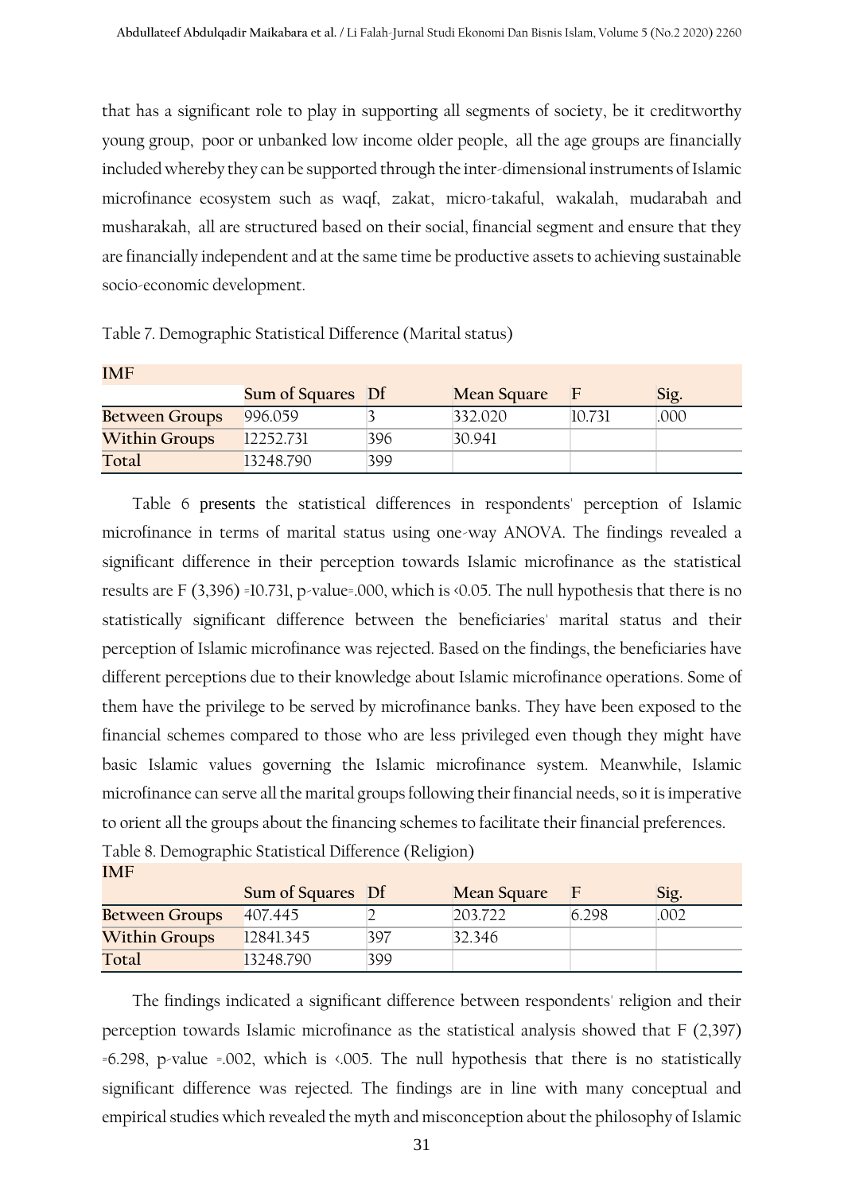that has a significant role to play in supporting all segments of society, be it creditworthy young group, poor or unbanked low income older people, all the age groups are financially included whereby they can be supported through the inter-dimensional instruments of Islamic microfinance ecosystem such as waqf, zakat, micro-takaful, wakalah, mudarabah and musharakah, all are structured based on their social, financial segment and ensure that they are financially independent and at the same time be productive assets to achieving sustainable socio-economic development.

Table 7. Demographic Statistical Difference (Marital status)

| IMF | | | | | |
|---|---|---|---|---|---|
| | Sum of Squares | Df | Mean Square | F | Sig. |
| Between Groups | 996.059 | 3 | 332.020 | 10.731 | .000 |
| Within Groups | 12252.731 | 396 | 30.941 | | |
| Total | 13248.790 | 399 | | | |

Table 6 presents the statistical differences in respondents' perception of Islamic microfinance in terms of marital status using one-way ANOVA. The findings revealed a significant difference in their perception towards Islamic microfinance as the statistical results are $F (3,396) = 10.731$, p-value=.000, which is <0.05. The null hypothesis that there is no statistically significant difference between the beneficiaries' marital status and their perception of Islamic microfinance was rejected. Based on the findings, the beneficiaries have different perceptions due to their knowledge about Islamic microfinance operations. Some of them have the privilege to be served by microfinance banks. They have been exposed to the financial schemes compared to those who are less privileged even though they might have basic Islamic values governing the Islamic microfinance system. Meanwhile, Islamic microfinance can serve all the marital groups following their financial needs, so it is imperative to orient all the groups about the financing schemes to facilitate their financial preferences.

Table 8. Demographic Statistical Difference (Religion)

| IMF | | | | | |
|---|---|---|---|---|---|
| | Sum of Squares | Df | Mean Square | F | Sig. |
| Between Groups | 407.445 | 2 | 203.722 | 6.298 | .002 |
| Within Groups | 12841.345 | 397 | 32.346 | | |
| Total | 13248.790 | 399 | | | |

The findings indicated a significant difference between respondents' religion and their perception towards Islamic microfinance as the statistical analysis showed that $F (2,397) = 6.298$, p-value =.002, which is <.005. The null hypothesis that there is no statistically significant difference was rejected. The findings are in line with many conceptual and empirical studies which revealed the myth and misconception about the philosophy of Islamic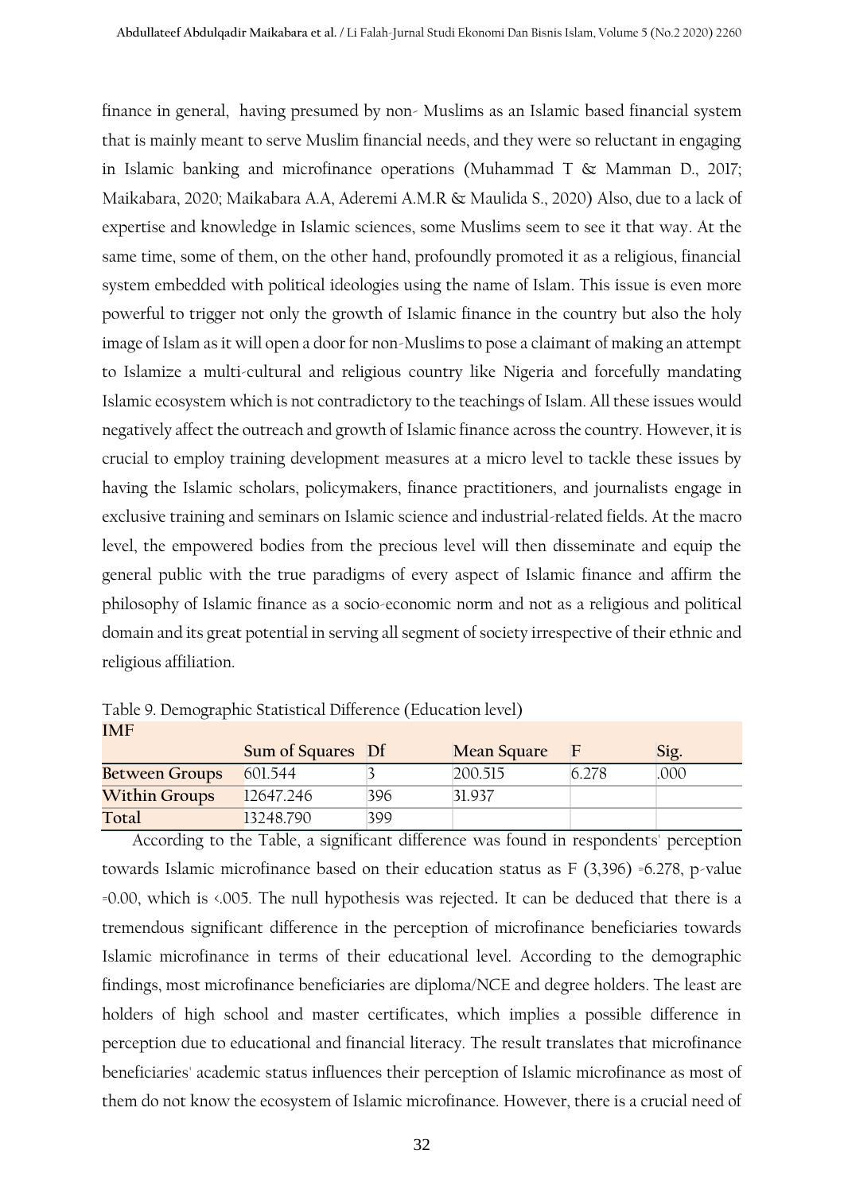finance in general, having presumed by non- Muslims as an Islamic based financial system that is mainly meant to serve Muslim financial needs, and they were so reluctant in engaging in Islamic banking and microfinance operations (Muhammad T & Mamman D., 2017; Maikabara, 2020; Maikabara A.A, Aderemi A.M.R & Maulida S., 2020) Also, due to a lack of expertise and knowledge in Islamic sciences, some Muslims seem to see it that way. At the same time, some of them, on the other hand, profoundly promoted it as a religious, financial system embedded with political ideologies using the name of Islam. This issue is even more powerful to trigger not only the growth of Islamic finance in the country but also the holy image of Islam as it will open a door for non-Muslims to pose a claimant of making an attempt to Islamize a multi-cultural and religious country like Nigeria and forcefully mandating Islamic ecosystem which is not contradictory to the teachings of Islam. All these issues would negatively affect the outreach and growth of Islamic finance across the country. However, it is crucial to employ training development measures at a micro level to tackle these issues by having the Islamic scholars, policymakers, finance practitioners, and journalists engage in exclusive training and seminars on Islamic science and industrial-related fields. At the macro level, the empowered bodies from the precious level will then disseminate and equip the general public with the true paradigms of every aspect of Islamic finance and affirm the philosophy of Islamic finance as a socio-economic norm and not as a religious and political domain and its great potential in serving all segment of society irrespective of their ethnic and religious affiliation.

Table 9. Demographic Statistical Difference (Education level)

| IMF | | | | | |
|---|---|---|---|---|---|
| | **Sum of Squares** | **Df** | **Mean Square** | **F** | **Sig.** |
| **Between Groups** | 601.544 | 3 | 200.515 | 6.278 | .000 |
| **Within Groups** | 12647.246 | 396 | 31.937 | | |
| **Total** | 13248.790 | 399 | | | |

According to the Table, a significant difference was found in respondents' perception towards Islamic microfinance based on their education status as F (3,396) =6.278, p-value =0.00, which is <.005. The null hypothesis was rejected. It can be deduced that there is a tremendous significant difference in the perception of microfinance beneficiaries towards Islamic microfinance in terms of their educational level. According to the demographic findings, most microfinance beneficiaries are diploma/NCE and degree holders. The least are holders of high school and master certificates, which implies a possible difference in perception due to educational and financial literacy. The result translates that microfinance beneficiaries' academic status influences their perception of Islamic microfinance as most of them do not know the ecosystem of Islamic microfinance. However, there is a crucial need of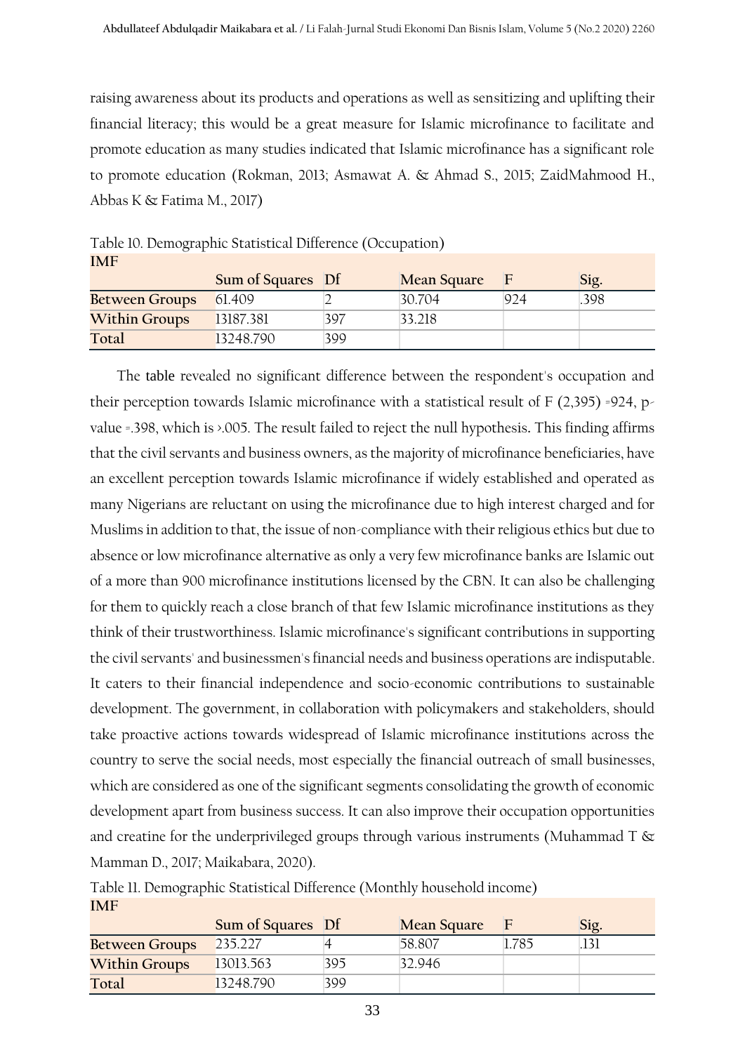raising awareness about its products and operations as well as sensitizing and uplifting their financial literacy; this would be a great measure for Islamic microfinance to facilitate and promote education as many studies indicated that Islamic microfinance has a significant role to promote education (Rokman, 2013; Asmawat A. & Ahmad S., 2015; ZaidMahmood H., Abbas K & Fatima M., 2017)

Table 10. Demographic Statistical Difference (Occupation)

| IMF | | | | | |
|---|---|---|---|---|---|
| | **Sum of Squares** | **Df** | **Mean Square** | **F** | **Sig.** |
| **Between Groups** | 61.409 | 2 | 30.704 | 924 | .398 |
| **Within Groups** | 13187.381 | 397 | 33.218 | | |
| **Total** | 13248.790 | 399 | | | |

The table revealed no significant difference between the respondent's occupation and their perception towards Islamic microfinance with a statistical result of F (2,395) =924, p-value =.398, which is >.005. The result failed to reject the null hypothesis. This finding affirms that the civil servants and business owners, as the majority of microfinance beneficiaries, have an excellent perception towards Islamic microfinance if widely established and operated as many Nigerians are reluctant on using the microfinance due to high interest charged and for Muslims in addition to that, the issue of non-compliance with their religious ethics but due to absence or low microfinance alternative as only a very few microfinance banks are Islamic out of a more than 900 microfinance institutions licensed by the CBN. It can also be challenging for them to quickly reach a close branch of that few Islamic microfinance institutions as they think of their trustworthiness. Islamic microfinance's significant contributions in supporting the civil servants' and businessmen's financial needs and business operations are indisputable. It caters to their financial independence and socio-economic contributions to sustainable development. The government, in collaboration with policymakers and stakeholders, should take proactive actions towards widespread of Islamic microfinance institutions across the country to serve the social needs, most especially the financial outreach of small businesses, which are considered as one of the significant segments consolidating the growth of economic development apart from business success. It can also improve their occupation opportunities and creatine for the underprivileged groups through various instruments (Muhammad T & Mamman D., 2017; Maikabara, 2020).

Table 11. Demographic Statistical Difference (Monthly household income)

| IMF | | | | | |
|---|---|---|---|---|---|
| | **Sum of Squares** | **Df** | **Mean Square** | **F** | **Sig.** |
| **Between Groups** | 235.227 | 4 | 58.807 | 1.785 | .131 |
| **Within Groups** | 13013.563 | 395 | 32.946 | | |
| **Total** | 13248.790 | 399 | | | |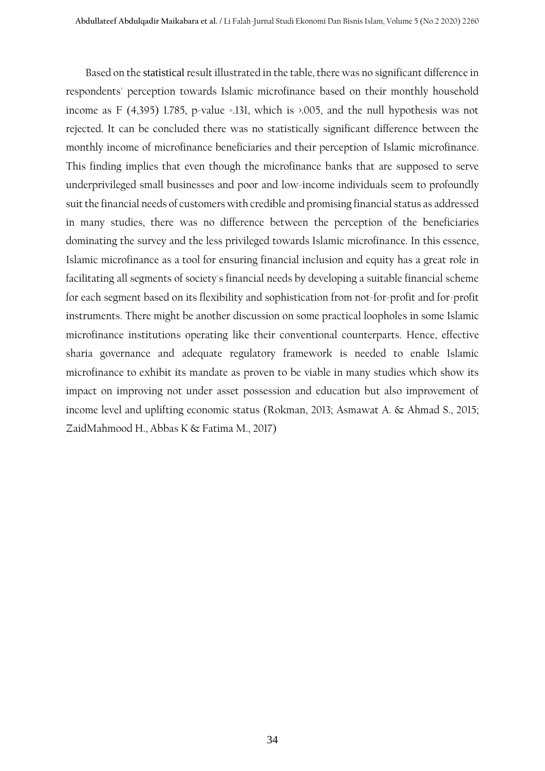Based on the statistical result illustrated in the table, there was no significant difference in respondents' perception towards Islamic microfinance based on their monthly household income as F (4,395) 1.785, p-value =.131, which is >.005, and the null hypothesis was not rejected. It can be concluded there was no statistically significant difference between the monthly income of microfinance beneficiaries and their perception of Islamic microfinance. This finding implies that even though the microfinance banks that are supposed to serve underprivileged small businesses and poor and low-income individuals seem to profoundly suit the financial needs of customers with credible and promising financial status as addressed in many studies, there was no difference between the perception of the beneficiaries dominating the survey and the less privileged towards Islamic microfinance. In this essence, Islamic microfinance as a tool for ensuring financial inclusion and equity has a great role in facilitating all segments of society's financial needs by developing a suitable financial scheme for each segment based on its flexibility and sophistication from not-for-profit and for-profit instruments. There might be another discussion on some practical loopholes in some Islamic microfinance institutions operating like their conventional counterparts. Hence, effective sharia governance and adequate regulatory framework is needed to enable Islamic microfinance to exhibit its mandate as proven to be viable in many studies which show its impact on improving not under asset possession and education but also improvement of income level and uplifting economic status (Rokman, 2013; Asmawat A. & Ahmad S., 2015; ZaidMahmood H., Abbas K & Fatima M., 2017)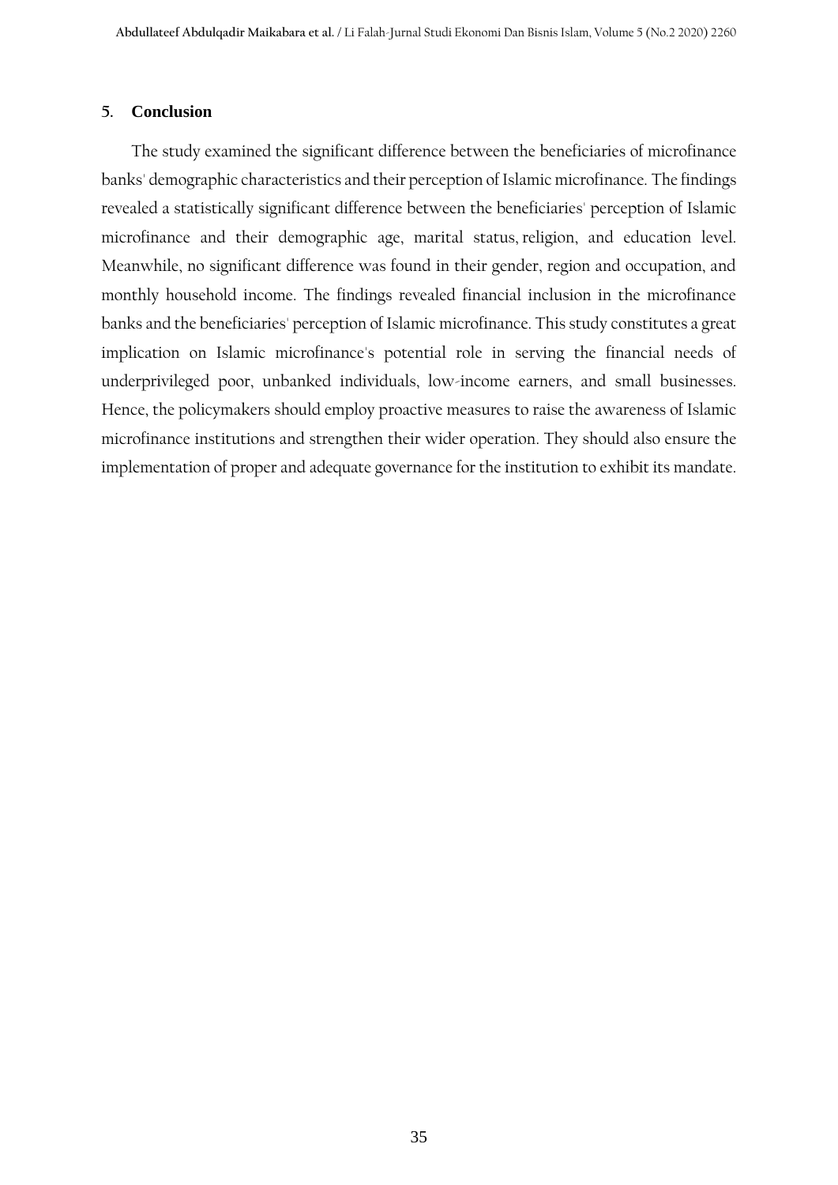## 5. Conclusion

The study examined the significant difference between the beneficiaries of microfinance banks' demographic characteristics and their perception of Islamic microfinance. The findings revealed a statistically significant difference between the beneficiaries' perception of Islamic microfinance and their demographic age, marital status, religion, and education level. Meanwhile, no significant difference was found in their gender, region and occupation, and monthly household income. The findings revealed financial inclusion in the microfinance banks and the beneficiaries' perception of Islamic microfinance. This study constitutes a great implication on Islamic microfinance's potential role in serving the financial needs of underprivileged poor, unbanked individuals, low-income earners, and small businesses. Hence, the policymakers should employ proactive measures to raise the awareness of Islamic microfinance institutions and strengthen their wider operation. They should also ensure the implementation of proper and adequate governance for the institution to exhibit its mandate.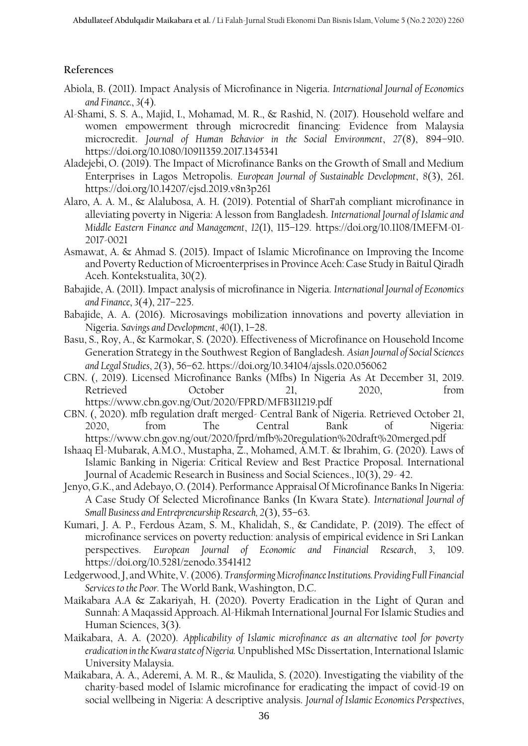## References

Abiola, B. (2011). Impact Analysis of Microfinance in Nigeria. *International Journal of Economics and Finance.*, *3*(4).

Al-Shami, S. S. A., Majid, I., Mohamad, M. R., & Rashid, N. (2017). Household welfare and women empowerment through microcredit financing: Evidence from Malaysia microcredit. *Journal of Human Behavior in the Social Environment*, *27*(8), 894–910. https://doi.org/10.1080/10911359.2017.1345341

Aladejebi, O. (2019). The Impact of Microfinance Banks on the Growth of Small and Medium Enterprises in Lagos Metropolis. *European Journal of Sustainable Development*, *8*(3), 261. https://doi.org/10.14207/ejsd.2019.v8n3p261

Alaro, A. A. M., & Alalubosa, A. H. (2019). Potential of Sharīʿah compliant microfinance in alleviating poverty in Nigeria: A lesson from Bangladesh. *International Journal of Islamic and Middle Eastern Finance and Management*, *12*(1), 115–129. https://doi.org/10.1108/IMEFM-01-2017-0021

Asmawat, A. & Ahmad S. (2015). Impact of Islamic Microfinance on Improving the Income and Poverty Reduction of Microenterprises in Province Aceh: Case Study in Baitul Qiradh Aceh. Kontekstualita, 30(2).

Babajide, A. (2011). Impact analysis of microfinance in Nigeria. *International Journal of Economics and Finance*, *3*(4), 217–225.

Babajide, A. A. (2016). Microsavings mobilization innovations and poverty alleviation in Nigeria. *Savings and Development*, *40*(1), 1–28.

Basu, S., Roy, A., & Karmokar, S. (2020). Effectiveness of Microfinance on Household Income Generation Strategy in the Southwest Region of Bangladesh. *Asian Journal of Social Sciences and Legal Studies*, *2*(3), 56–62. https://doi.org/10.34104/ajssls.020.056062

CBN. (, 2019). Licensed Microfinance Banks (Mfbs) In Nigeria As At December 31, 2019. Retrieved October 21, 2020, from https://www.cbn.gov.ng/Out/2020/FPRD/MFB311219.pdf

CBN. (, 2020). mfb regulation draft merged- Central Bank of Nigeria. Retrieved October 21, 2020, from The Central Bank of Nigeria: https://www.cbn.gov.ng/out/2020/fprd/mfb%20regulation%20draft%20merged.pdf

Ishaaq El-Mubarak, A.M.O., Mustapha, Z., Mohamed, A.M.T. & Ibrahim, G. (2020). Laws of Islamic Banking in Nigeria: Critical Review and Best Practice Proposal. International Journal of Academic Research in Business and Social Sciences., 10(3), 29- 42.

Jenyo, G.K., and Adebayo, O. (2014). Performance Appraisal Of Microfinance Banks In Nigeria: A Case Study Of Selected Microfinance Banks (In Kwara State). *International Journal of Small Business and Entrepreneurship Research, 2*(3), 55–63.

Kumari, J. A. P., Ferdous Azam, S. M., Khalidah, S., & Candidate, P. (2019). The effect of microfinance services on poverty reduction: analysis of empirical evidence in Sri Lankan perspectives. *European Journal of Economic and Financial Research*, *3*, 109. https://doi.org/10.5281/zenodo.3541412

Ledgerwood, J, and White, V. (2006). *Transforming Microfinance Institutions. Providing Full Financial Services to the Poor*. The World Bank, Washington, D.C.

Maikabara A.A & Zakariyah, H. (2020). Poverty Eradication in the Light of Quran and Sunnah: A Maqassid Approach. Al-Hikmah International Journal For Islamic Studies and Human Sciences, 3(3).

Maikabara, A. A. (2020). *Applicability of Islamic microfinance as an alternative tool for poverty eradication in the Kwara state of Nigeria.* Unpublished MSc Dissertation, International Islamic University Malaysia.

Maikabara, A. A., Aderemi, A. M. R., & Maulida, S. (2020). Investigating the viability of the charity-based model of Islamic microfinance for eradicating the impact of covid-19 on social wellbeing in Nigeria: A descriptive analysis. *Journal of Islamic Economics Perspectives*,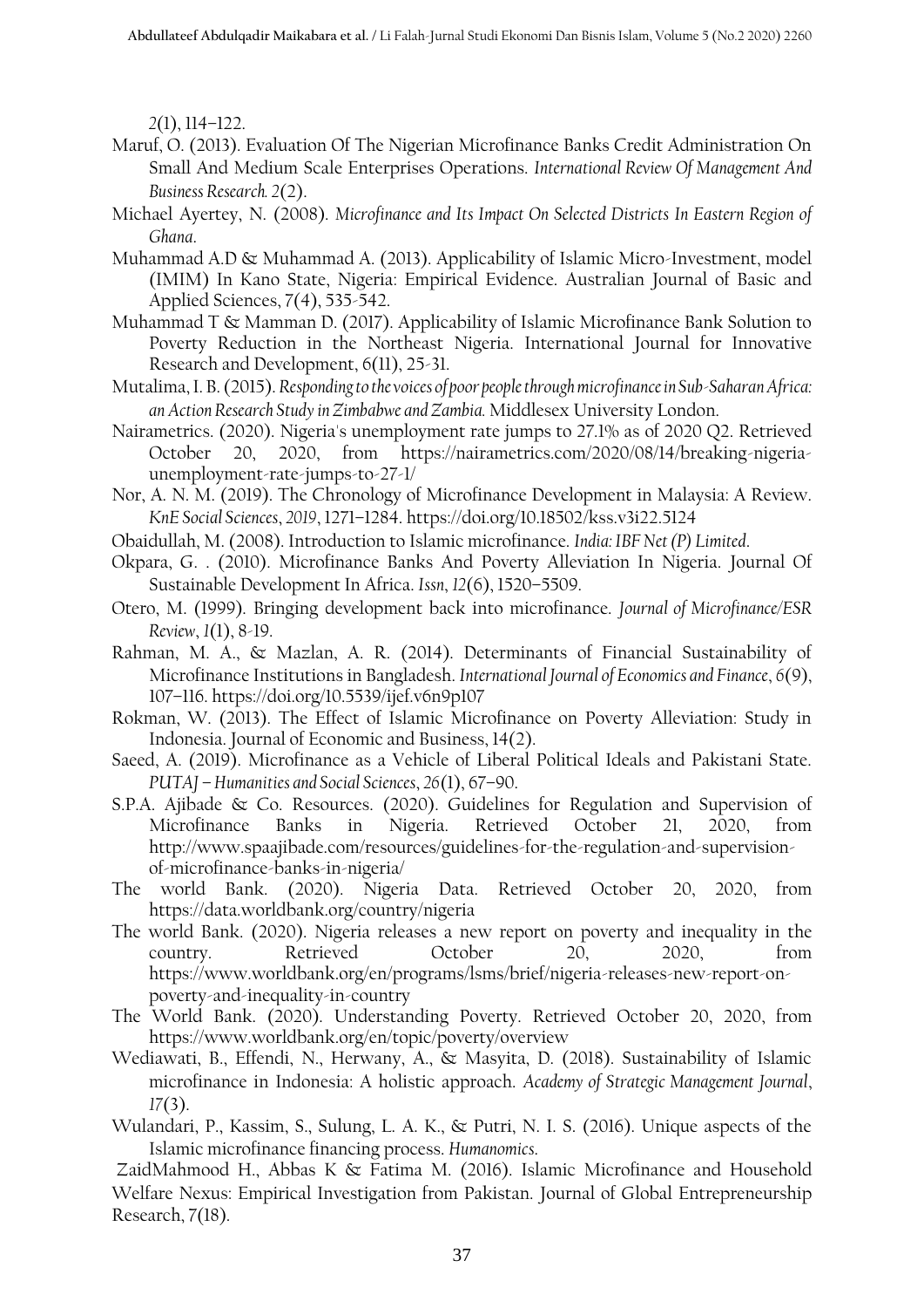*2*(1), 114–122.

Maruf, O. (2013). Evaluation Of The Nigerian Microfinance Banks Credit Administration On Small And Medium Scale Enterprises Operations. *International Review Of Management And Business Research. 2*(2).

Michael Ayertey, N. (2008). *Microfinance and Its Impact On Selected Districts In Eastern Region of Ghana*.

Muhammad A.D & Muhammad A. (2013). Applicability of Islamic Micro-Investment, model (IMIM) In Kano State, Nigeria: Empirical Evidence. Australian Journal of Basic and Applied Sciences, 7(4), 535-542.

Muhammad T & Mamman D. (2017). Applicability of Islamic Microfinance Bank Solution to Poverty Reduction in the Northeast Nigeria. International Journal for Innovative Research and Development, 6(11), 25-31.

Mutalima, I. B. (2015). *Responding to the voices of poor people through microfinance in Sub-Saharan Africa: an Action Research Study in Zimbabwe and Zambia.* Middlesex University London.

Nairametrics. (2020). Nigeria's unemployment rate jumps to 27.1% as of 2020 Q2. Retrieved October 20, 2020, from https://nairametrics.com/2020/08/14/breaking-nigeria-unemployment-rate-jumps-to-27-1/

Nor, A. N. M. (2019). The Chronology of Microfinance Development in Malaysia: A Review. *KnE Social Sciences*, *2019*, 1271–1284. https://doi.org/10.18502/kss.v3i22.5124

Obaidullah, M. (2008). Introduction to Islamic microfinance. *India: IBF Net (P) Limited*.

Okpara, G. . (2010). Microfinance Banks And Poverty Alleviation In Nigeria. Journal Of Sustainable Development In Africa. *Issn*, *12*(6), 1520–5509.

Otero, M. (1999). Bringing development back into microfinance. *Journal of Microfinance/ESR Review*, *1*(1), 8-19.

Rahman, M. A., & Mazlan, A. R. (2014). Determinants of Financial Sustainability of Microfinance Institutions in Bangladesh. *International Journal of Economics and Finance*, *6*(9), 107–116. https://doi.org/10.5539/ijef.v6n9p107

Rokman, W. (2013). The Effect of Islamic Microfinance on Poverty Alleviation: Study in Indonesia. Journal of Economic and Business, 14(2).

Saeed, A. (2019). Microfinance as a Vehicle of Liberal Political Ideals and Pakistani State. *PUTAJ – Humanities and Social Sciences*, *26*(1), 67–90.

S.P.A. Ajibade & Co. Resources. (2020). Guidelines for Regulation and Supervision of Microfinance Banks in Nigeria. Retrieved October 21, 2020, from http://www.spaajibade.com/resources/guidelines-for-the-regulation-and-supervision-of-microfinance-banks-in-nigeria/

The world Bank. (2020). Nigeria Data. Retrieved October 20, 2020, from https://data.worldbank.org/country/nigeria

The world Bank. (2020). Nigeria releases a new report on poverty and inequality in the country. Retrieved October 20, 2020, from https://www.worldbank.org/en/programs/lsms/brief/nigeria-releases-new-report-on-poverty-and-inequality-in-country

The World Bank. (2020). Understanding Poverty. Retrieved October 20, 2020, from https://www.worldbank.org/en/topic/poverty/overview

Wediawati, B., Effendi, N., Herwany, A., & Masyita, D. (2018). Sustainability of Islamic microfinance in Indonesia: A holistic approach. *Academy of Strategic Management Journal*, *17*(3).

Wulandari, P., Kassim, S., Sulung, L. A. K., & Putri, N. I. S. (2016). Unique aspects of the Islamic microfinance financing process. *Humanomics*.

ZaidMahmood H., Abbas K & Fatima M. (2016). Islamic Microfinance and Household Welfare Nexus: Empirical Investigation from Pakistan. Journal of Global Entrepreneurship Research, 7(18).